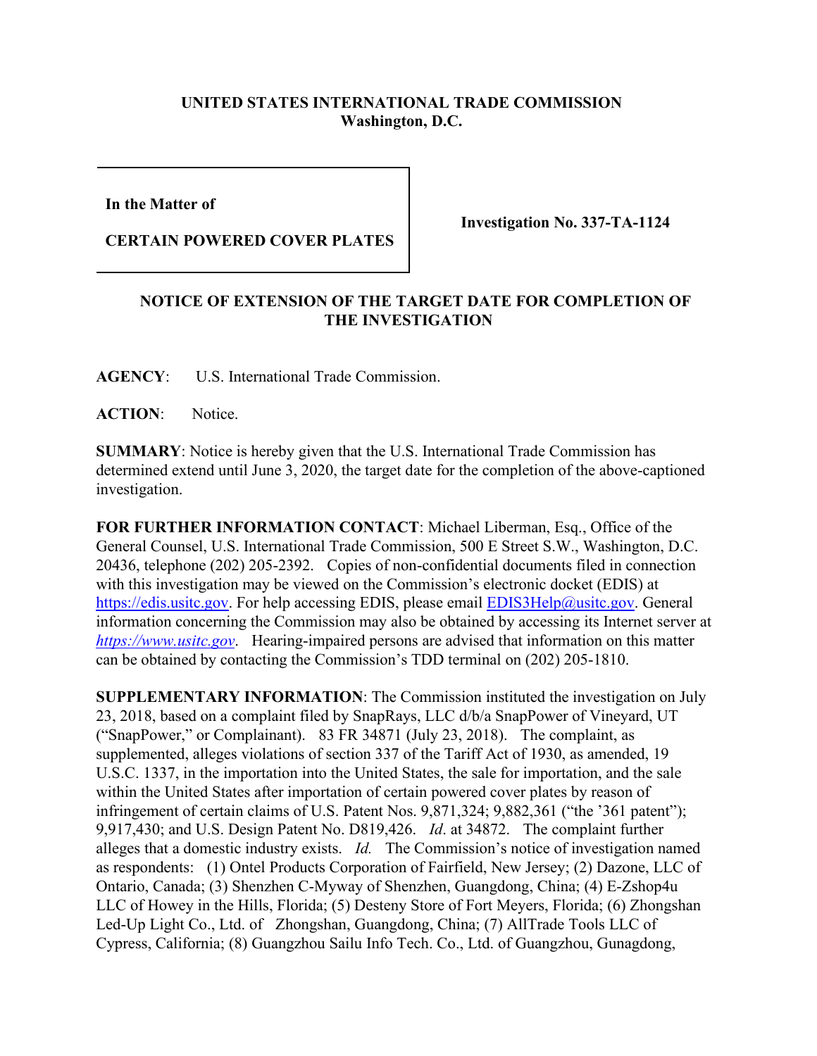**UNITED STATES INTERNATIONAL TRADE COMMISSION**
**Washington, D.C.**

| **In the Matter of** **CERTAIN POWERED COVER PLATES** | **Investigation No. 337-TA-1124** |
|---|---|

## NOTICE OF EXTENSION OF THE TARGET DATE FOR COMPLETION OF THE INVESTIGATION

**AGENCY**: U.S. International Trade Commission.

**ACTION**: Notice.

**SUMMARY**: Notice is hereby given that the U.S. International Trade Commission has determined extend until June 3, 2020, the target date for the completion of the above-captioned investigation.

**FOR FURTHER INFORMATION CONTACT**: Michael Liberman, Esq., Office of the General Counsel, U.S. International Trade Commission, 500 E Street S.W., Washington, D.C. 20436, telephone (202) 205-2392. Copies of non-confidential documents filed in connection with this investigation may be viewed on the Commission's electronic docket (EDIS) at https://edis.usitc.gov. For help accessing EDIS, please email EDIS3Help@usitc.gov. General information concerning the Commission may also be obtained by accessing its Internet server at *https://www.usitc.gov*. Hearing-impaired persons are advised that information on this matter can be obtained by contacting the Commission's TDD terminal on (202) 205-1810.

**SUPPLEMENTARY INFORMATION**: The Commission instituted the investigation on July 23, 2018, based on a complaint filed by SnapRays, LLC d/b/a SnapPower of Vineyard, UT ("SnapPower," or Complainant). 83 FR 34871 (July 23, 2018). The complaint, as supplemented, alleges violations of section 337 of the Tariff Act of 1930, as amended, 19 U.S.C. 1337, in the importation into the United States, the sale for importation, and the sale within the United States after importation of certain powered cover plates by reason of infringement of certain claims of U.S. Patent Nos. 9,871,324; 9,882,361 ("the '361 patent"); 9,917,430; and U.S. Design Patent No. D819,426. *Id*. at 34872. The complaint further alleges that a domestic industry exists. *Id.* The Commission's notice of investigation named as respondents: (1) Ontel Products Corporation of Fairfield, New Jersey; (2) Dazone, LLC of Ontario, Canada; (3) Shenzhen C-Myway of Shenzhen, Guangdong, China; (4) E-Zshop4u LLC of Howey in the Hills, Florida; (5) Desteny Store of Fort Meyers, Florida; (6) Zhongshan Led-Up Light Co., Ltd. of Zhongshan, Guangdong, China; (7) AllTrade Tools LLC of Cypress, California; (8) Guangzhou Sailu Info Tech. Co., Ltd. of Guangzhou, Gunagdong,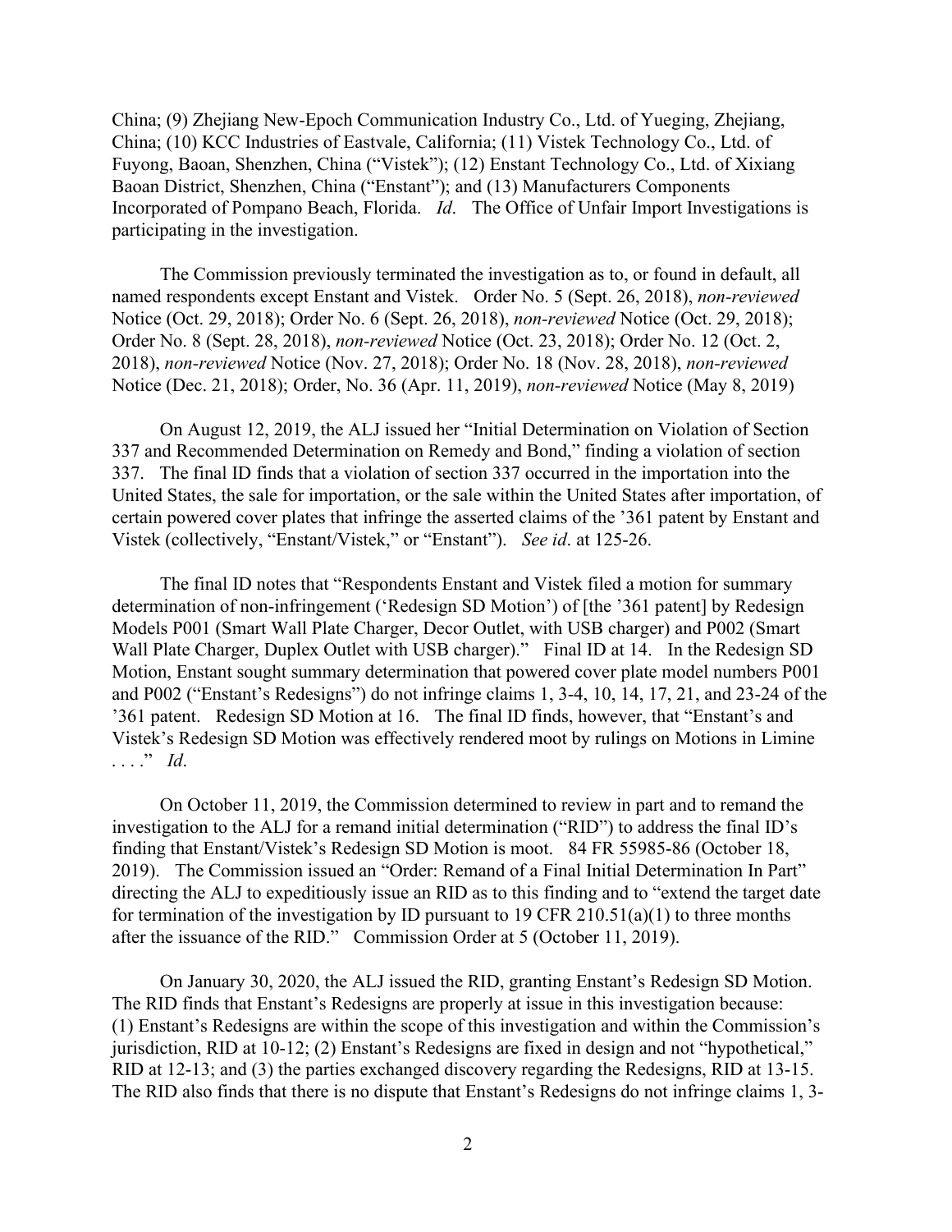China; (9) Zhejiang New-Epoch Communication Industry Co., Ltd. of Yueging, Zhejiang, China; (10) KCC Industries of Eastvale, California; (11) Vistek Technology Co., Ltd. of Fuyong, Baoan, Shenzhen, China ("Vistek"); (12) Enstant Technology Co., Ltd. of Xixiang Baoan District, Shenzhen, China ("Enstant"); and (13) Manufacturers Components Incorporated of Pompano Beach, Florida. *Id*. The Office of Unfair Import Investigations is participating in the investigation.

The Commission previously terminated the investigation as to, or found in default, all named respondents except Enstant and Vistek. Order No. 5 (Sept. 26, 2018), *non-reviewed* Notice (Oct. 29, 2018); Order No. 6 (Sept. 26, 2018), *non-reviewed* Notice (Oct. 29, 2018); Order No. 8 (Sept. 28, 2018), *non-reviewed* Notice (Oct. 23, 2018); Order No. 12 (Oct. 2, 2018), *non-reviewed* Notice (Nov. 27, 2018); Order No. 18 (Nov. 28, 2018), *non-reviewed* Notice (Dec. 21, 2018); Order, No. 36 (Apr. 11, 2019), *non-reviewed* Notice (May 8, 2019)

On August 12, 2019, the ALJ issued her "Initial Determination on Violation of Section 337 and Recommended Determination on Remedy and Bond," finding a violation of section 337. The final ID finds that a violation of section 337 occurred in the importation into the United States, the sale for importation, or the sale within the United States after importation, of certain powered cover plates that infringe the asserted claims of the '361 patent by Enstant and Vistek (collectively, "Enstant/Vistek," or "Enstant"). *See id*. at 125-26.

The final ID notes that "Respondents Enstant and Vistek filed a motion for summary determination of non-infringement ('Redesign SD Motion') of [the '361 patent] by Redesign Models P001 (Smart Wall Plate Charger, Decor Outlet, with USB charger) and P002 (Smart Wall Plate Charger, Duplex Outlet with USB charger)." Final ID at 14. In the Redesign SD Motion, Enstant sought summary determination that powered cover plate model numbers P001 and P002 ("Enstant's Redesigns") do not infringe claims 1, 3-4, 10, 14, 17, 21, and 23-24 of the '361 patent. Redesign SD Motion at 16. The final ID finds, however, that "Enstant's and Vistek's Redesign SD Motion was effectively rendered moot by rulings on Motions in Limine . . . ." *Id*.

On October 11, 2019, the Commission determined to review in part and to remand the investigation to the ALJ for a remand initial determination ("RID") to address the final ID's finding that Enstant/Vistek's Redesign SD Motion is moot. 84 FR 55985-86 (October 18, 2019). The Commission issued an "Order: Remand of a Final Initial Determination In Part" directing the ALJ to expeditiously issue an RID as to this finding and to "extend the target date for termination of the investigation by ID pursuant to 19 CFR 210.51(a)(1) to three months after the issuance of the RID." Commission Order at 5 (October 11, 2019).

On January 30, 2020, the ALJ issued the RID, granting Enstant's Redesign SD Motion. The RID finds that Enstant's Redesigns are properly at issue in this investigation because: (1) Enstant's Redesigns are within the scope of this investigation and within the Commission's jurisdiction, RID at 10-12; (2) Enstant's Redesigns are fixed in design and not "hypothetical," RID at 12-13; and (3) the parties exchanged discovery regarding the Redesigns, RID at 13-15. The RID also finds that there is no dispute that Enstant's Redesigns do not infringe claims 1, 3-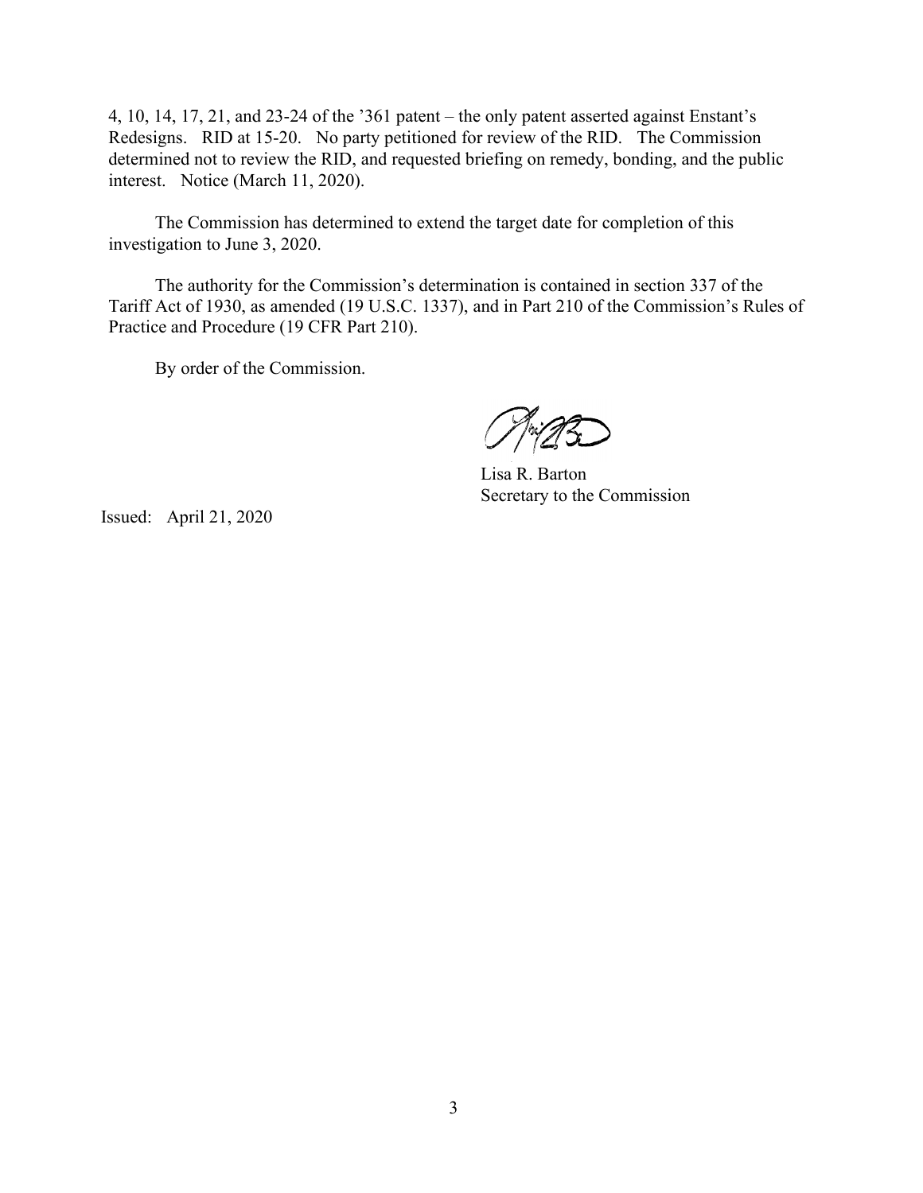4, 10, 14, 17, 21, and 23-24 of the '361 patent – the only patent asserted against Enstant's Redesigns. RID at 15-20. No party petitioned for review of the RID. The Commission determined not to review the RID, and requested briefing on remedy, bonding, and the public interest. Notice (March 11, 2020).

The Commission has determined to extend the target date for completion of this investigation to June 3, 2020.

The authority for the Commission's determination is contained in section 337 of the Tariff Act of 1930, as amended (19 U.S.C. 1337), and in Part 210 of the Commission's Rules of Practice and Procedure (19 CFR Part 210).

By order of the Commission.

Lisa R. Barton
Secretary to the Commission

Issued: April 21, 2020